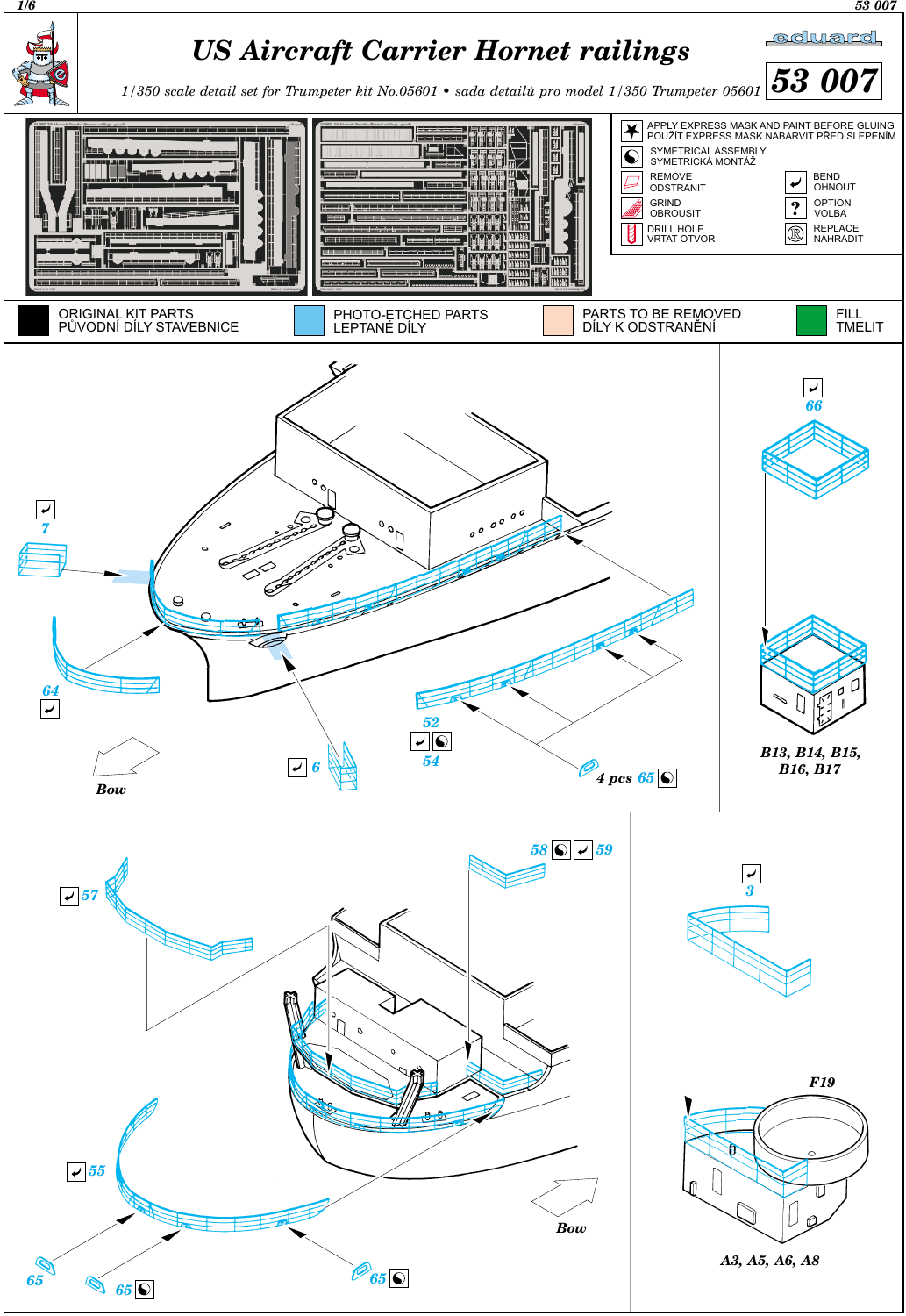# US Aircraft Carrier Hornet railings

*1/350 scale detail set for Trumpeter kit No.05601 • sada detailů pro model 1/350 Trumpeter 05601*

**53 007**

- APPLY EXPRESS MASK AND PAINT BEFORE GLUING / POUŽÍT EXPRESS MASK NABARVIT PŘED SLEPENÍM
- SYMETRICAL ASSEMBLY / SYMETRICKÁ MONTÁŽ
- REMOVE / ODSTRANIT
- BEND / OHNOUT
- GRIND / OBROUSIT
- OPTION / VOLBA
- DRILL HOLE / VRTAT OTVOR
- REPLACE / NAHRADIT

ORIGINAL KIT PARTS / PŮVODNÍ DÍLY STAVEBNICE — PHOTO-ETCHED PARTS / LEPTANÉ DÍLY — PARTS TO BE REMOVED / DÍLY K ODSTRANĚNÍ — FILL / TMELIT

7, 64, 6, 52, 54, 4 pcs 65, Bow

66

B13, B14, B15, B16, B17

57, 58, 59, 55, 65, 65, 65, Bow

3

F19

A3, A5, A6, A8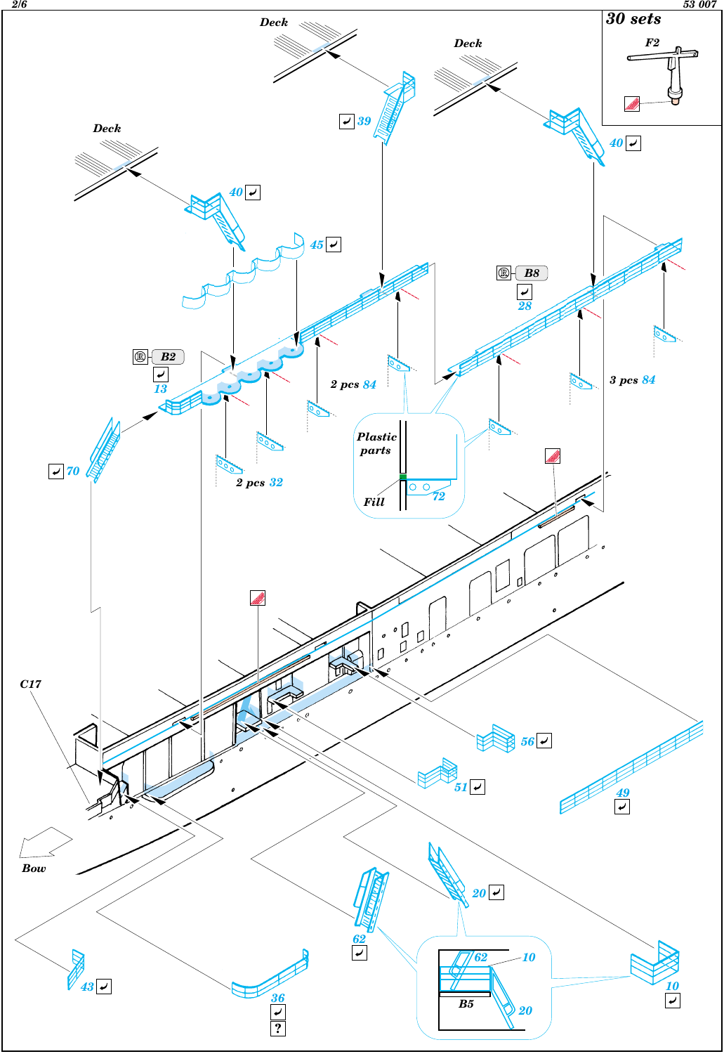**30 sets**

F2

Deck

Deck

Deck

39

40

40

45

B2

13

B8

28

2 pcs 84

3 pcs 84

2 pcs 32

70

Plastic parts

Fill

72

C17

Bow

56

51

49

20

62

43

36

?

62 10

B5

20

10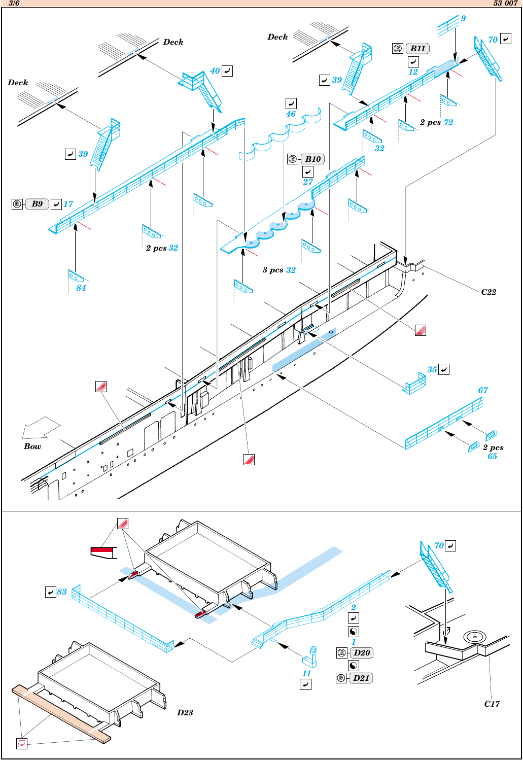Deck

Deck

Deck

40

39

39

B11

12

9

70

46

B10

27

2 pcs 72

32

B9

17

2 pcs 32

3 pcs 32

84

C22

35

67

2 pcs 65

Bow

83

70

2

1

D20

D21

11

D23

C17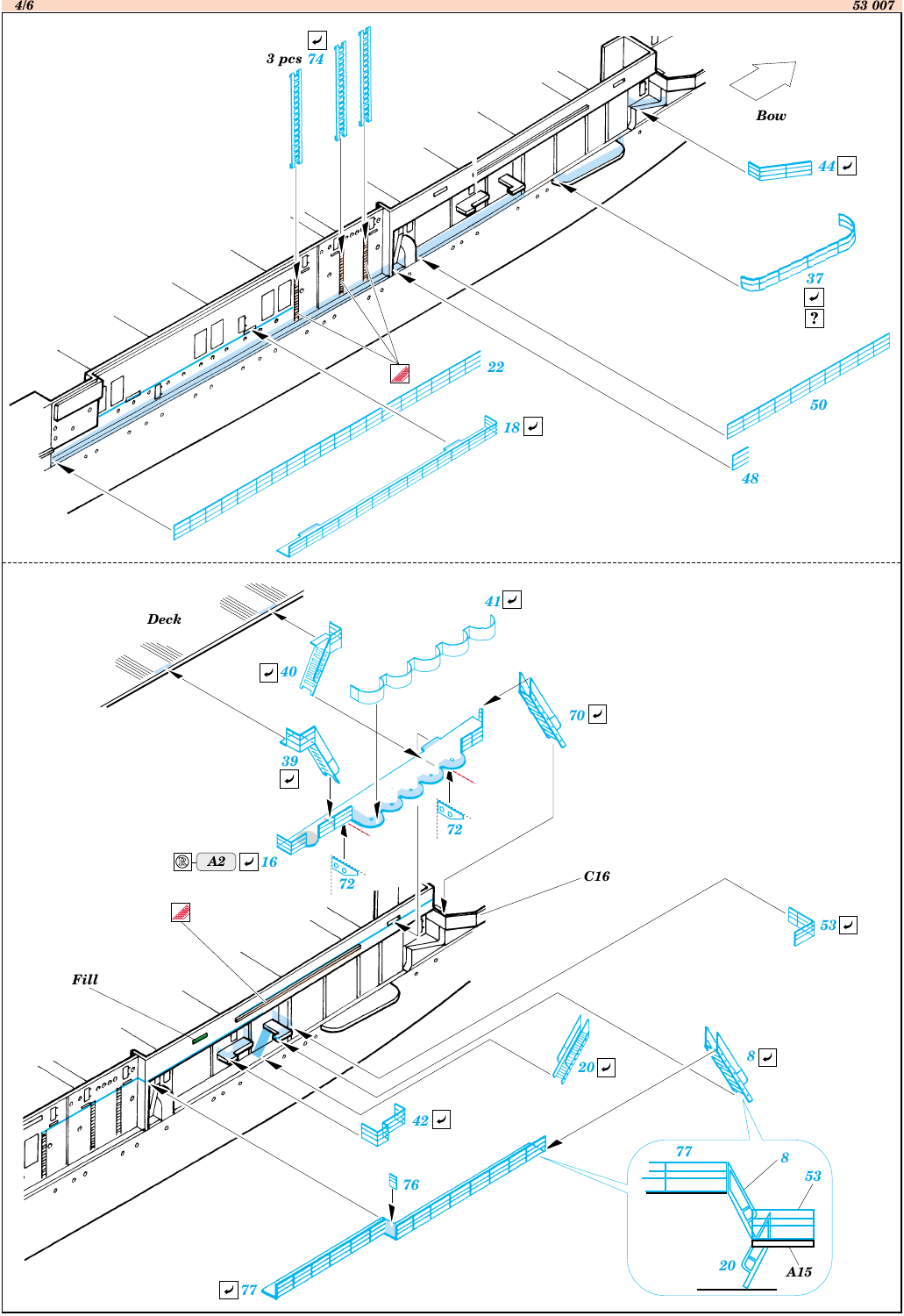3 pcs 74

Bow

44

37

?

22

18

50

48

Deck

41

40

70

39

72

72

A2 16

C16

53

Fill

20

8

42

76

77

77

8

53

20

A15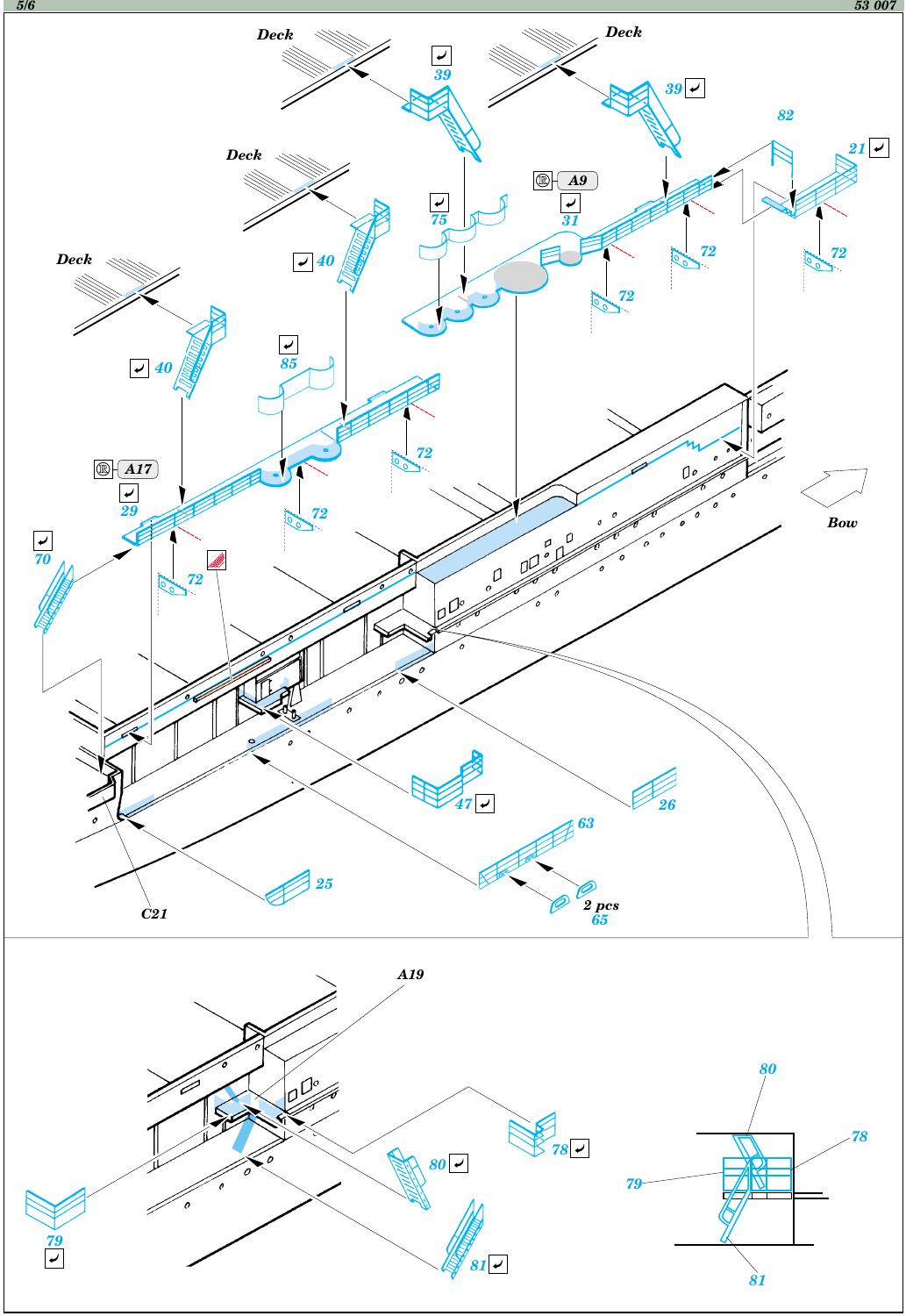Deck

39

Deck

39

82

21

A9

31

Deck

75

72

72

72

Deck

40

85

40

72

A17

29

72

70

72

Bow

47

26

63

25

2 pcs

65

C21

A19

78

80

79

81

80

78

79

81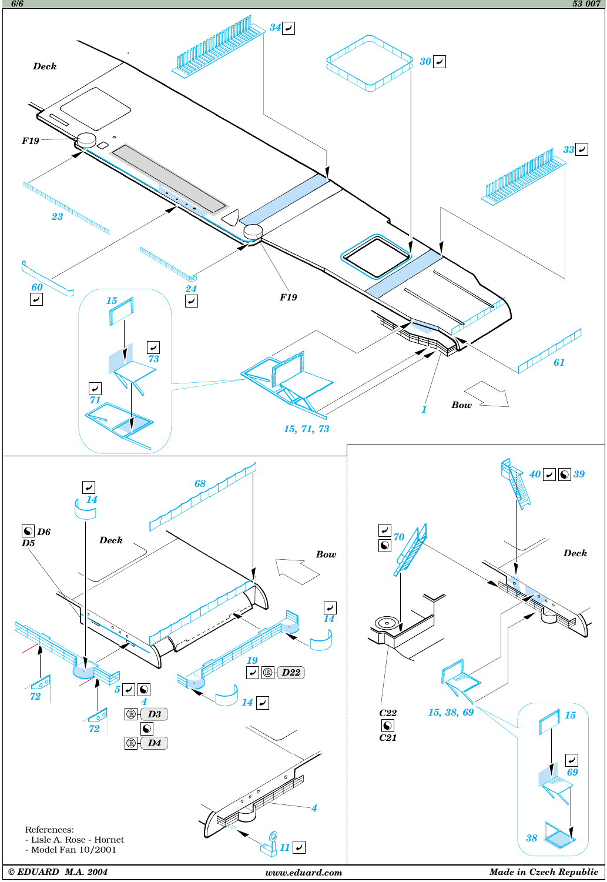Deck

F19

34

30

33

23

60

24

F19

15

73

71

61

1

Bow

15, 71, 73

14

68

D6
D5

Deck

Bow

14

19

D22

5

4

D3

D4

72

72

14

4

11

References:
- Lisle A. Rose - Hornet
- Model Fan 10/2001

40 39

70

Deck

C22
C21

15, 38, 69

15

69

38

© EDUARD M.A. 2004

www.eduard.com

Made in Czech Republic